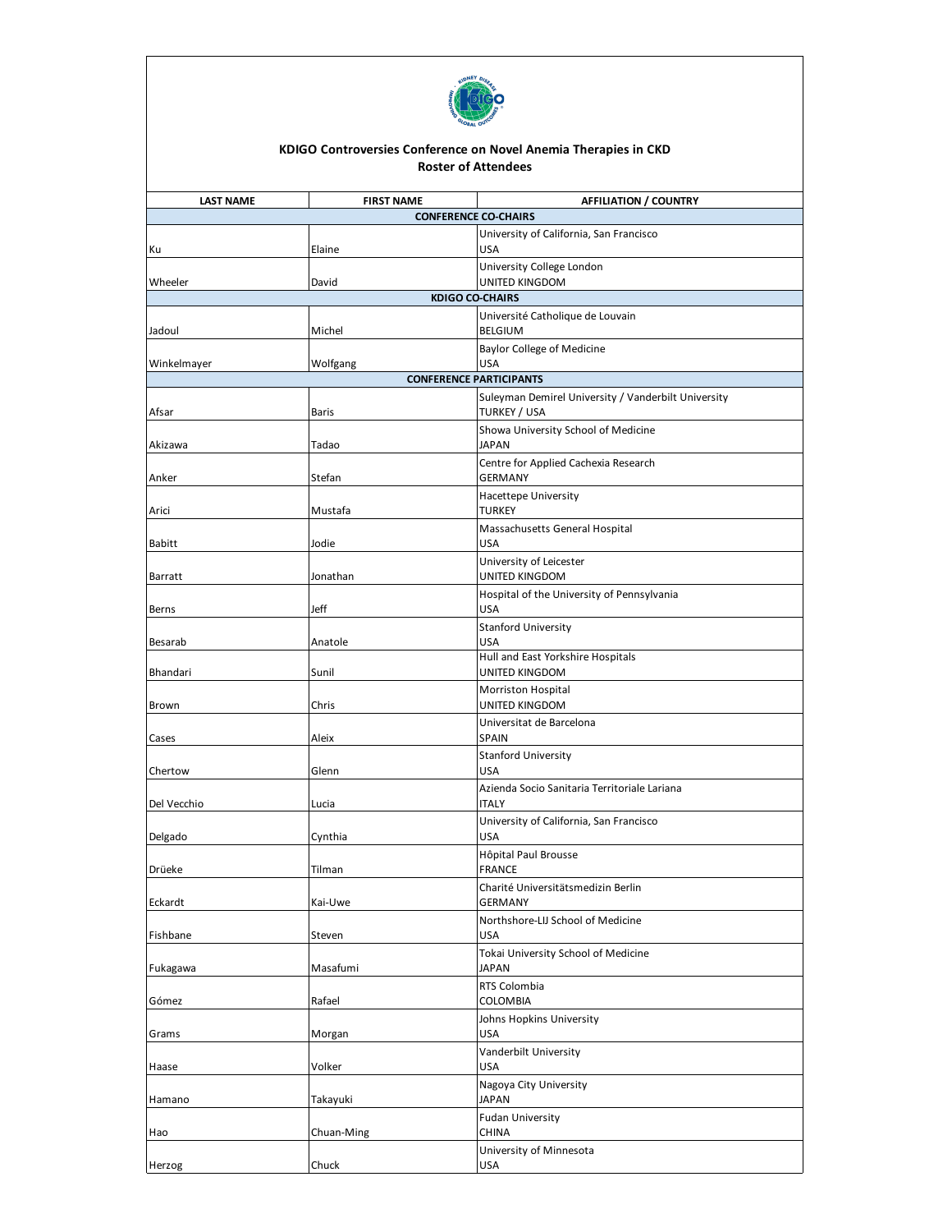**KDIGO Controversies Conference on Novel Anemia Therapies in CKD**
**Roster of Attendees**

| LAST NAME | FIRST NAME | AFFILIATION / COUNTRY |
|---|---|---|
| **CONFERENCE CO-CHAIRS** | | |
| Ku | Elaine | University of California, San Francisco<br>USA |
| Wheeler | David | University College London<br>UNITED KINGDOM |
| **KDIGO CO-CHAIRS** | | |
| Jadoul | Michel | Université Catholique de Louvain<br>BELGIUM |
| Winkelmayer | Wolfgang | Baylor College of Medicine<br>USA |
| **CONFERENCE PARTICIPANTS** | | |
| Afsar | Baris | Suleyman Demirel University / Vanderbilt University<br>TURKEY / USA |
| Akizawa | Tadao | Showa University School of Medicine<br>JAPAN |
| Anker | Stefan | Centre for Applied Cachexia Research<br>GERMANY |
| Arici | Mustafa | Hacettepe University<br>TURKEY |
| Babitt | Jodie | Massachusetts General Hospital<br>USA |
| Barratt | Jonathan | University of Leicester<br>UNITED KINGDOM |
| Berns | Jeff | Hospital of the University of Pennsylvania<br>USA |
| Besarab | Anatole | Stanford University<br>USA |
| Bhandari | Sunil | Hull and East Yorkshire Hospitals<br>UNITED KINGDOM |
| Brown | Chris | Morriston Hospital<br>UNITED KINGDOM |
| Cases | Aleix | Universitat de Barcelona<br>SPAIN |
| Chertow | Glenn | Stanford University<br>USA |
| Del Vecchio | Lucia | Azienda Socio Sanitaria Territoriale Lariana<br>ITALY |
| Delgado | Cynthia | University of California, San Francisco<br>USA |
| Drüeke | Tilman | Hôpital Paul Brousse<br>FRANCE |
| Eckardt | Kai-Uwe | Charité Universitätsmedizin Berlin<br>GERMANY |
| Fishbane | Steven | Northshore-LIJ School of Medicine<br>USA |
| Fukagawa | Masafumi | Tokai University School of Medicine<br>JAPAN |
| Gómez | Rafael | RTS Colombia<br>COLOMBIA |
| Grams | Morgan | Johns Hopkins University<br>USA |
| Haase | Volker | Vanderbilt University<br>USA |
| Hamano | Takayuki | Nagoya City University<br>JAPAN |
| Hao | Chuan-Ming | Fudan University<br>CHINA |
| Herzog | Chuck | University of Minnesota<br>USA |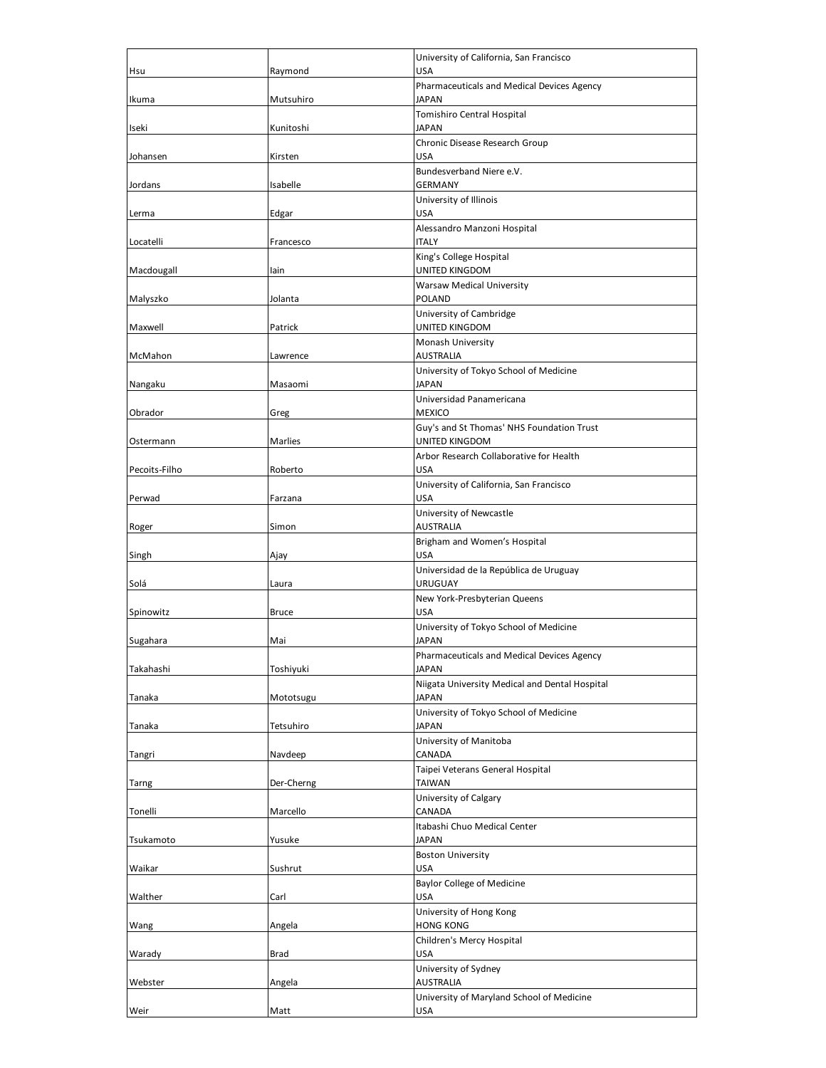| | | |
|---|---|---|
| Hsu | Raymond | University of California, San Francisco<br>USA |
| Ikuma | Mutsuhiro | Pharmaceuticals and Medical Devices Agency<br>JAPAN |
| Iseki | Kunitoshi | Tomishiro Central Hospital<br>JAPAN |
| Johansen | Kirsten | Chronic Disease Research Group<br>USA |
| Jordans | Isabelle | Bundesverband Niere e.V.<br>GERMANY |
| Lerma | Edgar | University of Illinois<br>USA |
| Locatelli | Francesco | Alessandro Manzoni Hospital<br>ITALY |
| Macdougall | Iain | King's College Hospital<br>UNITED KINGDOM |
| Malyszko | Jolanta | Warsaw Medical University<br>POLAND |
| Maxwell | Patrick | University of Cambridge<br>UNITED KINGDOM |
| McMahon | Lawrence | Monash University<br>AUSTRALIA |
| Nangaku | Masaomi | University of Tokyo School of Medicine<br>JAPAN |
| Obrador | Greg | Universidad Panamericana<br>MEXICO |
| Ostermann | Marlies | Guy's and St Thomas' NHS Foundation Trust<br>UNITED KINGDOM |
| Pecoits-Filho | Roberto | Arbor Research Collaborative for Health<br>USA |
| Perwad | Farzana | University of California, San Francisco<br>USA |
| Roger | Simon | University of Newcastle<br>AUSTRALIA |
| Singh | Ajay | Brigham and Women's Hospital<br>USA |
| Solá | Laura | Universidad de la República de Uruguay<br>URUGUAY |
| Spinowitz | Bruce | New York-Presbyterian Queens<br>USA |
| Sugahara | Mai | University of Tokyo School of Medicine<br>JAPAN |
| Takahashi | Toshiyuki | Pharmaceuticals and Medical Devices Agency<br>JAPAN |
| Tanaka | Mototsugu | Niigata University Medical and Dental Hospital<br>JAPAN |
| Tanaka | Tetsuhiro | University of Tokyo School of Medicine<br>JAPAN |
| Tangri | Navdeep | University of Manitoba<br>CANADA |
| Tarng | Der-Cherng | Taipei Veterans General Hospital<br>TAIWAN |
| Tonelli | Marcello | University of Calgary<br>CANADA |
| Tsukamoto | Yusuke | Itabashi Chuo Medical Center<br>JAPAN |
| Waikar | Sushrut | Boston University<br>USA |
| Walther | Carl | Baylor College of Medicine<br>USA |
| Wang | Angela | University of Hong Kong<br>HONG KONG |
| Warady | Brad | Children's Mercy Hospital<br>USA |
| Webster | Angela | University of Sydney<br>AUSTRALIA |
| Weir | Matt | University of Maryland School of Medicine<br>USA |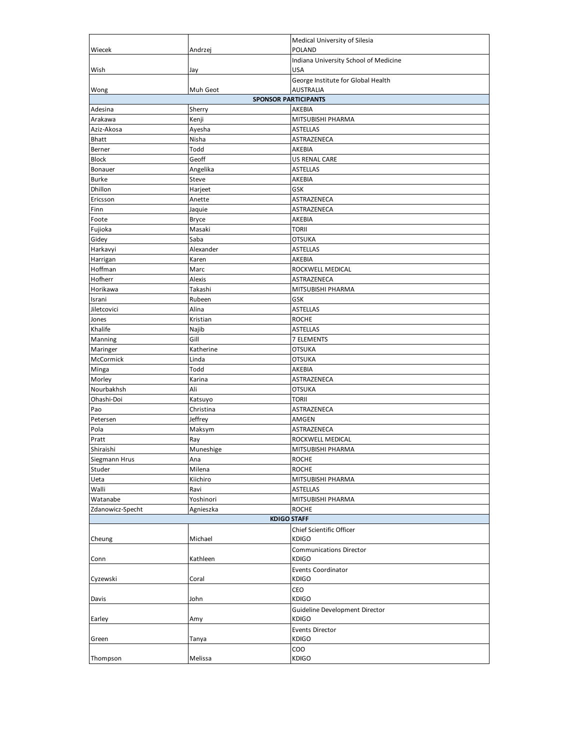| | | |
|---|---|---|
| Wiecek | Andrzej | Medical University of Silesia<br>POLAND |
| Wish | Jay | Indiana University School of Medicine<br>USA |
| Wong | Muh Geot | George Institute for Global Health<br>AUSTRALIA |
| **SPONSOR PARTICIPANTS** | | |
| Adesina | Sherry | AKEBIA |
| Arakawa | Kenji | MITSUBISHI PHARMA |
| Aziz-Akosa | Ayesha | ASTELLAS |
| Bhatt | Nisha | ASTRAZENECA |
| Berner | Todd | AKEBIA |
| Block | Geoff | US RENAL CARE |
| Bonauer | Angelika | ASTELLAS |
| Burke | Steve | AKEBIA |
| Dhillon | Harjeet | GSK |
| Ericsson | Anette | ASTRAZENECA |
| Finn | Jaquie | ASTRAZENECA |
| Foote | Bryce | AKEBIA |
| Fujioka | Masaki | TORII |
| Gidey | Saba | OTSUKA |
| Harkavyi | Alexander | ASTELLAS |
| Harrigan | Karen | AKEBIA |
| Hoffman | Marc | ROCKWELL MEDICAL |
| Hofherr | Alexis | ASTRAZENECA |
| Horikawa | Takashi | MITSUBISHI PHARMA |
| Israni | Rubeen | GSK |
| Jiletcovici | Alina | ASTELLAS |
| Jones | Kristian | ROCHE |
| Khalife | Najib | ASTELLAS |
| Manning | Gill | 7 ELEMENTS |
| Maringer | Katherine | OTSUKA |
| McCormick | Linda | OTSUKA |
| Minga | Todd | AKEBIA |
| Morley | Karina | ASTRAZENECA |
| Nourbakhsh | Ali | OTSUKA |
| Ohashi-Doi | Katsuyo | TORII |
| Pao | Christina | ASTRAZENECA |
| Petersen | Jeffrey | AMGEN |
| Pola | Maksym | ASTRAZENECA |
| Pratt | Ray | ROCKWELL MEDICAL |
| Shiraishi | Muneshige | MITSUBISHI PHARMA |
| Siegmann Hrus | Ana | ROCHE |
| Studer | Milena | ROCHE |
| Ueta | Kiichiro | MITSUBISHI PHARMA |
| Walli | Ravi | ASTELLAS |
| Watanabe | Yoshinori | MITSUBISHI PHARMA |
| Zdanowicz-Specht | Agnieszka | ROCHE |
| **KDIGO STAFF** | | |
| Cheung | Michael | Chief Scientific Officer<br>KDIGO |
| Conn | Kathleen | Communications Director<br>KDIGO |
| Cyzewski | Coral | Events Coordinator<br>KDIGO |
| Davis | John | CEO<br>KDIGO |
| Earley | Amy | Guideline Development Director<br>KDIGO |
| Green | Tanya | Events Director<br>KDIGO |
| Thompson | Melissa | COO<br>KDIGO |